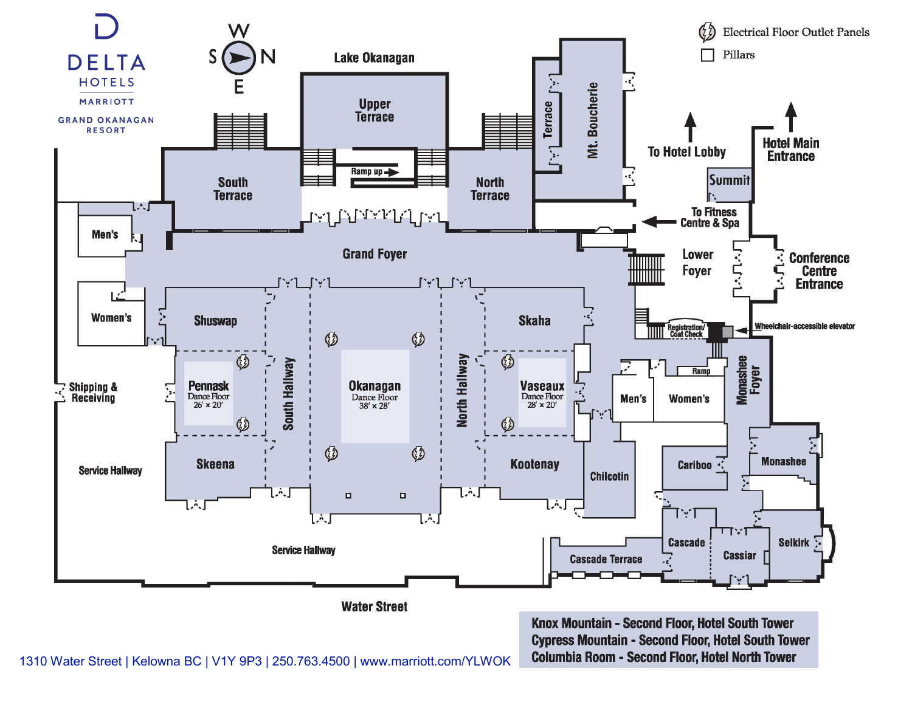# DELTA HOTELS MARRIOTT

GRAND OKANAGAN RESORT

W S N E

Lake Okanagan

- Electrical Floor Outlet Panels
- Pillars

Upper Terrace

Ramp up

South Terrace

North Terrace

Terrace

Mt. Boucherie

To Hotel Lobby

Hotel Main Entrance

Summit

To Fitness Centre & Spa

Men's

Grand Foyer

Lower Foyer

Conference Centre Entrance

Women's

Shuswap

Skaha

Registration/ Coat Check

Wheelchair-accessible elevator

Shipping & Receiving

Pennask
Dance Floor
26′ × 20′

South Hallway

Okanagan
Dance Floor
38′ × 28′

North Hallway

Vaseaux
Dance Floor
28′ × 20′

Ramp

Men's

Women's

Monashee Foyer

Service Hallway

Skeena

Kootenay

Chilcotin

Cariboo

Monashee

Service Hallway

Cascade

Cassiar

Selkirk

Cascade Terrace

Water Street

1310 Water Street | Kelowna BC | V1Y 9P3 | 250.763.4500 | www.marriott.com/YLWOK

Knox Mountain - Second Floor, Hotel South Tower
Cypress Mountain - Second Floor, Hotel South Tower
Columbia Room - Second Floor, Hotel North Tower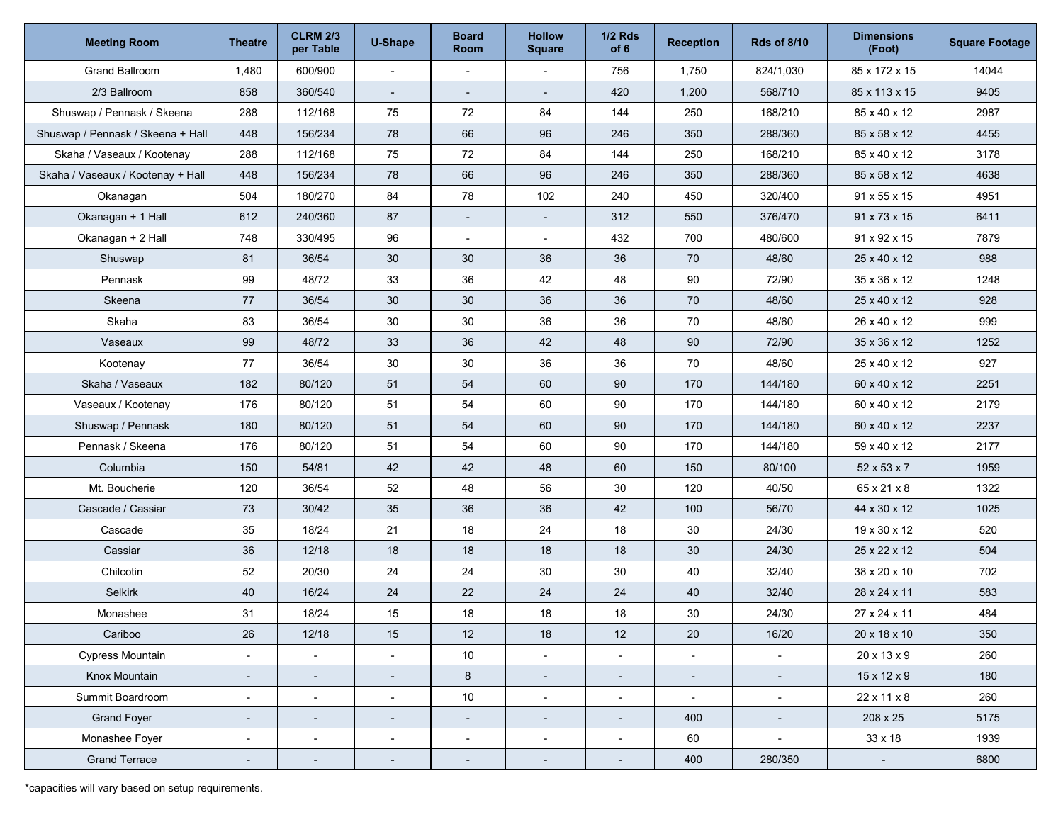| Meeting Room | Theatre | CLRM 2/3 per Table | U-Shape | Board Room | Hollow Square | 1/2 Rds of 6 | Reception | Rds of 8/10 | Dimensions (Foot) | Square Footage |
|---|---|---|---|---|---|---|---|---|---|---|
| Grand Ballroom | 1,480 | 600/900 | - | - | - | 756 | 1,750 | 824/1,030 | 85 x 172 x 15 | 14044 |
| 2/3 Ballroom | 858 | 360/540 | - | - | - | 420 | 1,200 | 568/710 | 85 x 113 x 15 | 9405 |
| Shuswap / Pennask / Skeena | 288 | 112/168 | 75 | 72 | 84 | 144 | 250 | 168/210 | 85 x 40 x 12 | 2987 |
| Shuswap / Pennask / Skeena + Hall | 448 | 156/234 | 78 | 66 | 96 | 246 | 350 | 288/360 | 85 x 58 x 12 | 4455 |
| Skaha / Vaseaux / Kootenay | 288 | 112/168 | 75 | 72 | 84 | 144 | 250 | 168/210 | 85 x 40 x 12 | 3178 |
| Skaha / Vaseaux / Kootenay + Hall | 448 | 156/234 | 78 | 66 | 96 | 246 | 350 | 288/360 | 85 x 58 x 12 | 4638 |
| Okanagan | 504 | 180/270 | 84 | 78 | 102 | 240 | 450 | 320/400 | 91 x 55 x 15 | 4951 |
| Okanagan + 1 Hall | 612 | 240/360 | 87 | - | - | 312 | 550 | 376/470 | 91 x 73 x 15 | 6411 |
| Okanagan + 2 Hall | 748 | 330/495 | 96 | - | - | 432 | 700 | 480/600 | 91 x 92 x 15 | 7879 |
| Shuswap | 81 | 36/54 | 30 | 30 | 36 | 36 | 70 | 48/60 | 25 x 40 x 12 | 988 |
| Pennask | 99 | 48/72 | 33 | 36 | 42 | 48 | 90 | 72/90 | 35 x 36 x 12 | 1248 |
| Skeena | 77 | 36/54 | 30 | 30 | 36 | 36 | 70 | 48/60 | 25 x 40 x 12 | 928 |
| Skaha | 83 | 36/54 | 30 | 30 | 36 | 36 | 70 | 48/60 | 26 x 40 x 12 | 999 |
| Vaseaux | 99 | 48/72 | 33 | 36 | 42 | 48 | 90 | 72/90 | 35 x 36 x 12 | 1252 |
| Kootenay | 77 | 36/54 | 30 | 30 | 36 | 36 | 70 | 48/60 | 25 x 40 x 12 | 927 |
| Skaha / Vaseaux | 182 | 80/120 | 51 | 54 | 60 | 90 | 170 | 144/180 | 60 x 40 x 12 | 2251 |
| Vaseaux / Kootenay | 176 | 80/120 | 51 | 54 | 60 | 90 | 170 | 144/180 | 60 x 40 x 12 | 2179 |
| Shuswap / Pennask | 180 | 80/120 | 51 | 54 | 60 | 90 | 170 | 144/180 | 60 x 40 x 12 | 2237 |
| Pennask / Skeena | 176 | 80/120 | 51 | 54 | 60 | 90 | 170 | 144/180 | 59 x 40 x 12 | 2177 |
| Columbia | 150 | 54/81 | 42 | 42 | 48 | 60 | 150 | 80/100 | 52 x 53 x 7 | 1959 |
| Mt. Boucherie | 120 | 36/54 | 52 | 48 | 56 | 30 | 120 | 40/50 | 65 x 21 x 8 | 1322 |
| Cascade / Cassiar | 73 | 30/42 | 35 | 36 | 36 | 42 | 100 | 56/70 | 44 x 30 x 12 | 1025 |
| Cascade | 35 | 18/24 | 21 | 18 | 24 | 18 | 30 | 24/30 | 19 x 30 x 12 | 520 |
| Cassiar | 36 | 12/18 | 18 | 18 | 18 | 18 | 30 | 24/30 | 25 x 22 x 12 | 504 |
| Chilcotin | 52 | 20/30 | 24 | 24 | 30 | 30 | 40 | 32/40 | 38 x 20 x 10 | 702 |
| Selkirk | 40 | 16/24 | 24 | 22 | 24 | 24 | 40 | 32/40 | 28 x 24 x 11 | 583 |
| Monashee | 31 | 18/24 | 15 | 18 | 18 | 18 | 30 | 24/30 | 27 x 24 x 11 | 484 |
| Cariboo | 26 | 12/18 | 15 | 12 | 18 | 12 | 20 | 16/20 | 20 x 18 x 10 | 350 |
| Cypress Mountain | - | - | - | 10 | - | - | - | - | 20 x 13 x 9 | 260 |
| Knox Mountain | - | - | - | 8 | - | - | - | - | 15 x 12 x 9 | 180 |
| Summit Boardroom | - | - | - | 10 | - | - | - | - | 22 x 11 x 8 | 260 |
| Grand Foyer | - | - | - | - | - | - | 400 | - | 208 x 25 | 5175 |
| Monashee Foyer | - | - | - | - | - | - | 60 | - | 33 x 18 | 1939 |
| Grand Terrace | - | - | - | - | - | - | 400 | 280/350 | - | 6800 |

*capacities will vary based on setup requirements.